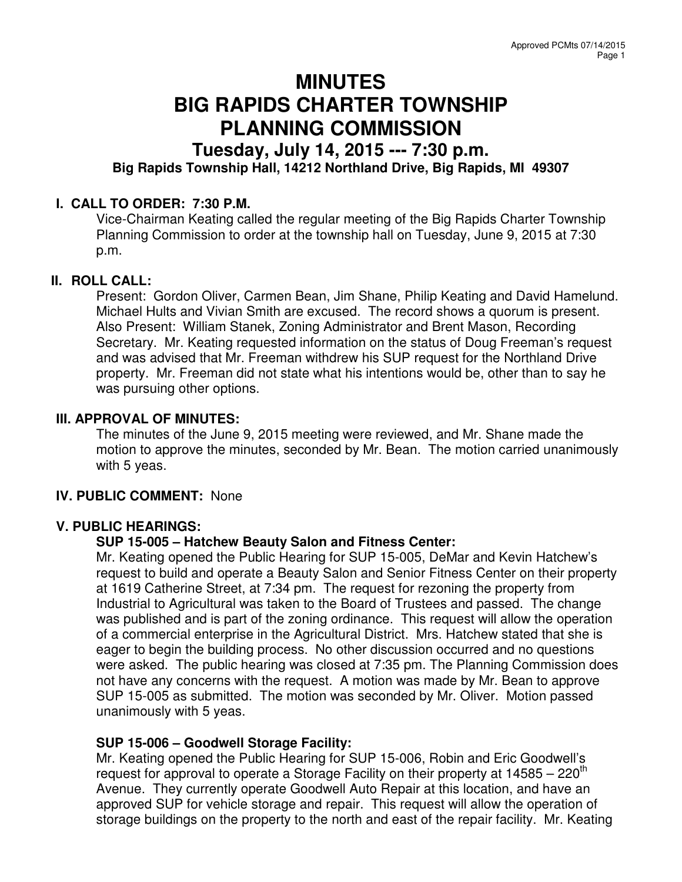# MINUTES
# BIG RAPIDS CHARTER TOWNSHIP
# PLANNING COMMISSION
## Tuesday, July 14, 2015 --- 7:30 p.m.
### Big Rapids Township Hall, 14212 Northland Drive, Big Rapids, MI 49307

**I. CALL TO ORDER: 7:30 P.M.**

Vice-Chairman Keating called the regular meeting of the Big Rapids Charter Township Planning Commission to order at the township hall on Tuesday, June 9, 2015 at 7:30 p.m.

**II. ROLL CALL:**

Present: Gordon Oliver, Carmen Bean, Jim Shane, Philip Keating and David Hamelund. Michael Hults and Vivian Smith are excused. The record shows a quorum is present. Also Present: William Stanek, Zoning Administrator and Brent Mason, Recording Secretary. Mr. Keating requested information on the status of Doug Freeman's request and was advised that Mr. Freeman withdrew his SUP request for the Northland Drive property. Mr. Freeman did not state what his intentions would be, other than to say he was pursuing other options.

**III. APPROVAL OF MINUTES:**

The minutes of the June 9, 2015 meeting were reviewed, and Mr. Shane made the motion to approve the minutes, seconded by Mr. Bean. The motion carried unanimously with 5 yeas.

**IV. PUBLIC COMMENT:** None

**V. PUBLIC HEARINGS:**

**SUP 15-005 – Hatchew Beauty Salon and Fitness Center:**

Mr. Keating opened the Public Hearing for SUP 15-005, DeMar and Kevin Hatchew's request to build and operate a Beauty Salon and Senior Fitness Center on their property at 1619 Catherine Street, at 7:34 pm. The request for rezoning the property from Industrial to Agricultural was taken to the Board of Trustees and passed. The change was published and is part of the zoning ordinance. This request will allow the operation of a commercial enterprise in the Agricultural District. Mrs. Hatchew stated that she is eager to begin the building process. No other discussion occurred and no questions were asked. The public hearing was closed at 7:35 pm. The Planning Commission does not have any concerns with the request. A motion was made by Mr. Bean to approve SUP 15-005 as submitted. The motion was seconded by Mr. Oliver. Motion passed unanimously with 5 yeas.

**SUP 15-006 – Goodwell Storage Facility:**

Mr. Keating opened the Public Hearing for SUP 15-006, Robin and Eric Goodwell's request for approval to operate a Storage Facility on their property at 14585 – 220th Avenue. They currently operate Goodwell Auto Repair at this location, and have an approved SUP for vehicle storage and repair. This request will allow the operation of storage buildings on the property to the north and east of the repair facility. Mr. Keating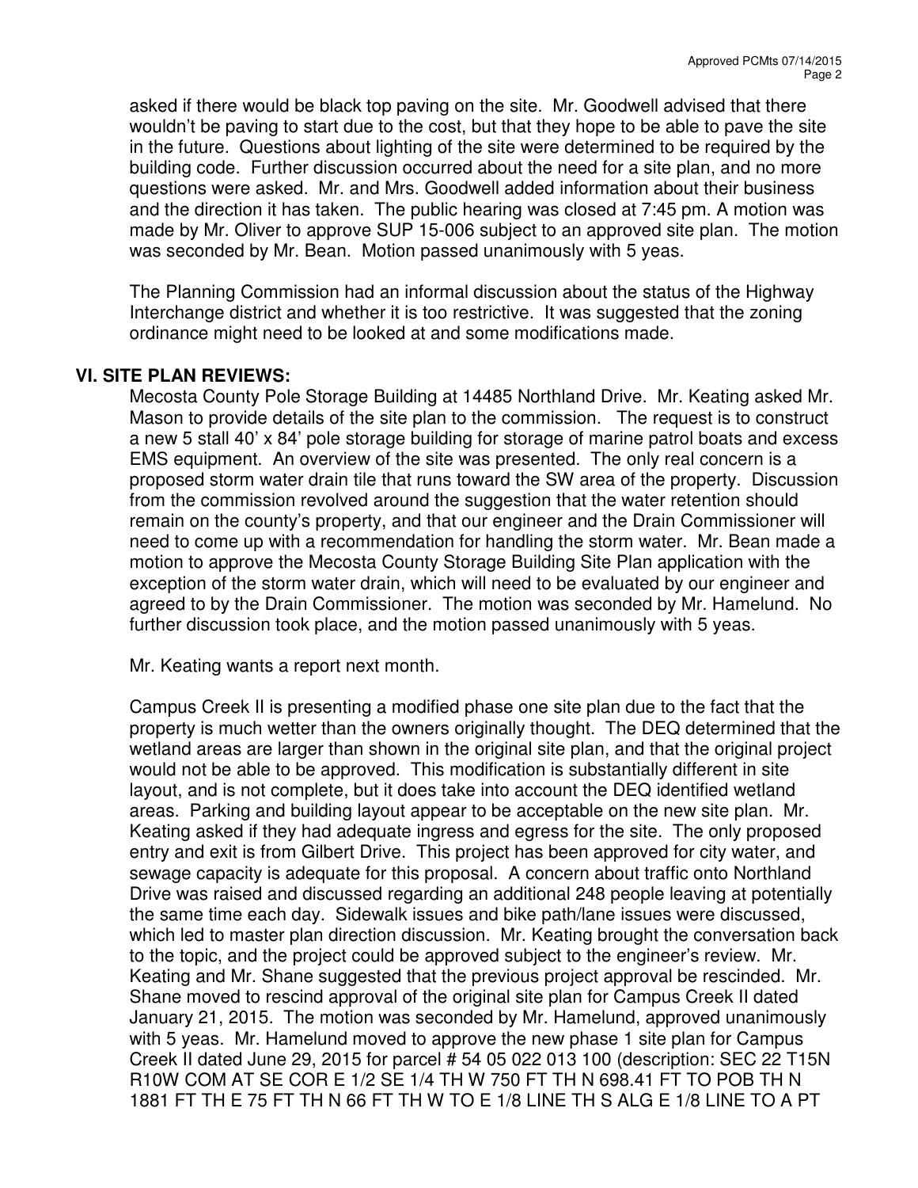asked if there would be black top paving on the site. Mr. Goodwell advised that there wouldn't be paving to start due to the cost, but that they hope to be able to pave the site in the future. Questions about lighting of the site were determined to be required by the building code. Further discussion occurred about the need for a site plan, and no more questions were asked. Mr. and Mrs. Goodwell added information about their business and the direction it has taken. The public hearing was closed at 7:45 pm. A motion was made by Mr. Oliver to approve SUP 15-006 subject to an approved site plan. The motion was seconded by Mr. Bean. Motion passed unanimously with 5 yeas.

The Planning Commission had an informal discussion about the status of the Highway Interchange district and whether it is too restrictive. It was suggested that the zoning ordinance might need to be looked at and some modifications made.

## VI. SITE PLAN REVIEWS:

Mecosta County Pole Storage Building at 14485 Northland Drive. Mr. Keating asked Mr. Mason to provide details of the site plan to the commission. The request is to construct a new 5 stall 40' x 84' pole storage building for storage of marine patrol boats and excess EMS equipment. An overview of the site was presented. The only real concern is a proposed storm water drain tile that runs toward the SW area of the property. Discussion from the commission revolved around the suggestion that the water retention should remain on the county's property, and that our engineer and the Drain Commissioner will need to come up with a recommendation for handling the storm water. Mr. Bean made a motion to approve the Mecosta County Storage Building Site Plan application with the exception of the storm water drain, which will need to be evaluated by our engineer and agreed to by the Drain Commissioner. The motion was seconded by Mr. Hamelund. No further discussion took place, and the motion passed unanimously with 5 yeas.

Mr. Keating wants a report next month.

Campus Creek II is presenting a modified phase one site plan due to the fact that the property is much wetter than the owners originally thought. The DEQ determined that the wetland areas are larger than shown in the original site plan, and that the original project would not be able to be approved. This modification is substantially different in site layout, and is not complete, but it does take into account the DEQ identified wetland areas. Parking and building layout appear to be acceptable on the new site plan. Mr. Keating asked if they had adequate ingress and egress for the site. The only proposed entry and exit is from Gilbert Drive. This project has been approved for city water, and sewage capacity is adequate for this proposal. A concern about traffic onto Northland Drive was raised and discussed regarding an additional 248 people leaving at potentially the same time each day. Sidewalk issues and bike path/lane issues were discussed, which led to master plan direction discussion. Mr. Keating brought the conversation back to the topic, and the project could be approved subject to the engineer's review. Mr. Keating and Mr. Shane suggested that the previous project approval be rescinded. Mr. Shane moved to rescind approval of the original site plan for Campus Creek II dated January 21, 2015. The motion was seconded by Mr. Hamelund, approved unanimously with 5 yeas. Mr. Hamelund moved to approve the new phase 1 site plan for Campus Creek II dated June 29, 2015 for parcel # 54 05 022 013 100 (description: SEC 22 T15N R10W COM AT SE COR E 1/2 SE 1/4 TH W 750 FT TH N 698.41 FT TO POB TH N 1881 FT TH E 75 FT TH N 66 FT TH W TO E 1/8 LINE TH S ALG E 1/8 LINE TO A PT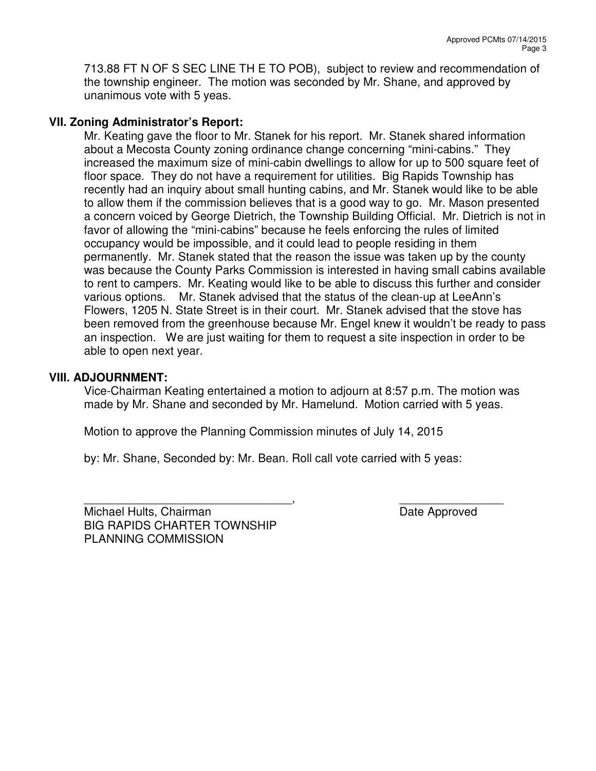713.88 FT N OF S SEC LINE TH E TO POB), subject to review and recommendation of the township engineer. The motion was seconded by Mr. Shane, and approved by unanimous vote with 5 yeas.

## VII. Zoning Administrator's Report:

Mr. Keating gave the floor to Mr. Stanek for his report. Mr. Stanek shared information about a Mecosta County zoning ordinance change concerning "mini-cabins." They increased the maximum size of mini-cabin dwellings to allow for up to 500 square feet of floor space. They do not have a requirement for utilities. Big Rapids Township has recently had an inquiry about small hunting cabins, and Mr. Stanek would like to be able to allow them if the commission believes that is a good way to go. Mr. Mason presented a concern voiced by George Dietrich, the Township Building Official. Mr. Dietrich is not in favor of allowing the "mini-cabins" because he feels enforcing the rules of limited occupancy would be impossible, and it could lead to people residing in them permanently. Mr. Stanek stated that the reason the issue was taken up by the county was because the County Parks Commission is interested in having small cabins available to rent to campers. Mr. Keating would like to be able to discuss this further and consider various options. Mr. Stanek advised that the status of the clean-up at LeeAnn's Flowers, 1205 N. State Street is in their court. Mr. Stanek advised that the stove has been removed from the greenhouse because Mr. Engel knew it wouldn't be ready to pass an inspection. We are just waiting for them to request a site inspection in order to be able to open next year.

## VIII. ADJOURNMENT:

Vice-Chairman Keating entertained a motion to adjourn at 8:57 p.m. The motion was made by Mr. Shane and seconded by Mr. Hamelund. Motion carried with 5 yeas.

Motion to approve the Planning Commission minutes of July 14, 2015

by: Mr. Shane, Seconded by: Mr. Bean. Roll call vote carried with 5 yeas:

\_\_\_\_\_\_\_\_\_\_\_\_\_\_\_\_\_\_\_\_\_\_\_\_\_\_\_\_\_\_\_\_\_\_\_\_, \_\_\_\_\_\_\_\_\_\_\_\_\_\_\_\_\_\_

Michael Hults, Chairman Date Approved
BIG RAPIDS CHARTER TOWNSHIP
PLANNING COMMISSION